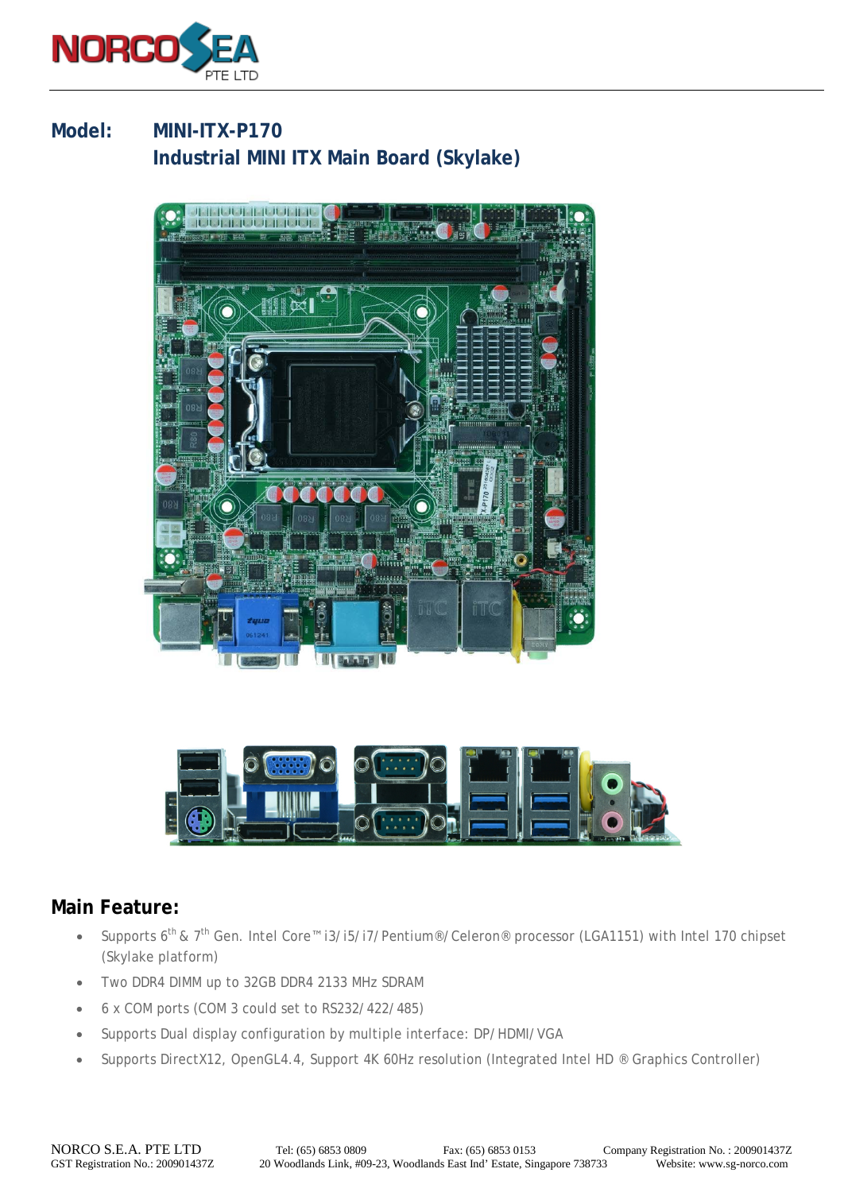**Model:** **MINI-ITX-P170**
**Industrial MINI ITX Main Board (Skylake)**

## Main Feature:

- Supports 6th & 7th Gen. Intel Core™ i3/i5/i7/Pentium®/Celeron® processor (LGA1151) with Intel 170 chipset (Skylake platform)
- Two DDR4 DIMM up to 32GB DDR4 2133 MHz SDRAM
- 6 x COM ports (COM 3 could set to RS232/422/485)
- Supports Dual display configuration by multiple interface: DP/HDMI/VGA
- Supports DirectX12, OpenGL4.4, Support 4K 60Hz resolution (Integrated Intel HD ® Graphics Controller)

NORCO S.E.A. PTE LTD
GST Registration No.: 200901437Z
Tel: (65) 6853 0809
Fax: (65) 6853 0153
Company Registration No. : 200901437Z
20 Woodlands Link, #09-23, Woodlands East Ind' Estate, Singapore 738733
Website: www.sg-norco.com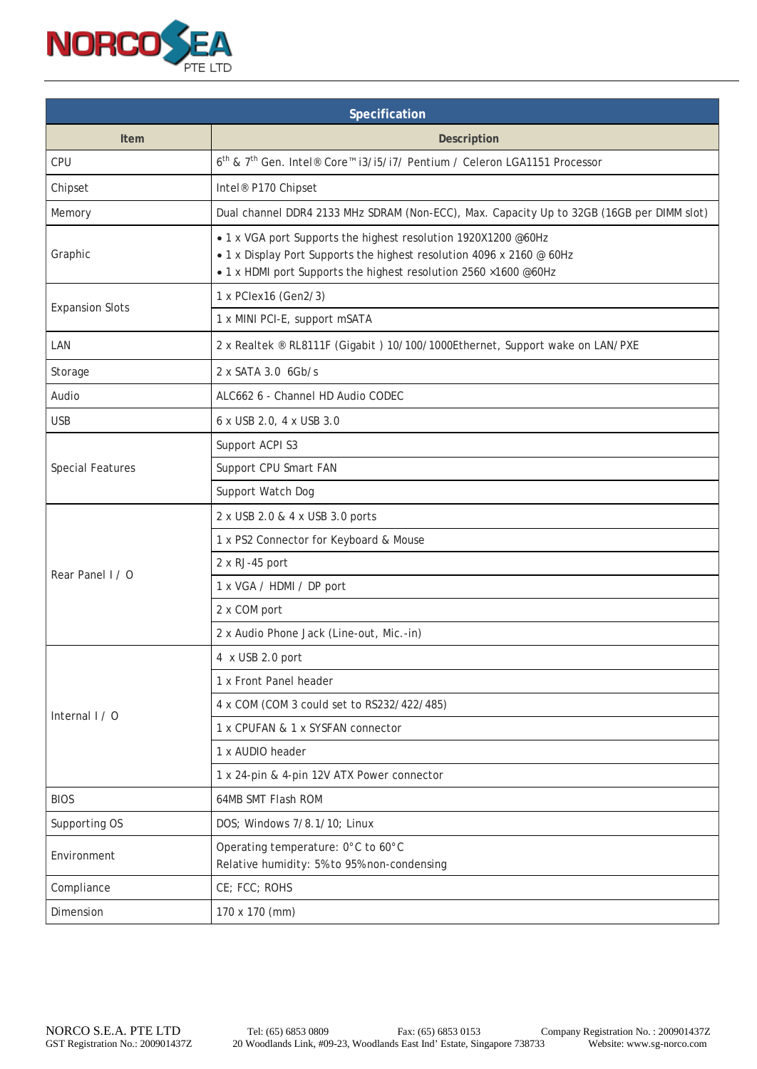| Specification | |
|---|---|
| **Item** | **Description** |
| CPU | 6th & 7th Gen. Intel® Core™ i3/i5/i7/ Pentium / Celeron LGA1151 Processor |
| Chipset | Intel® P170 Chipset |
| Memory | Dual channel DDR4 2133 MHz SDRAM (Non-ECC), Max. Capacity Up to 32GB (16GB per DIMM slot) |
| Graphic | • 1 x VGA port Supports the highest resolution 1920X1200 @60Hz<br>• 1 x Display Port Supports the highest resolution 4096 x 2160 @ 60Hz<br>• 1 x HDMI port Supports the highest resolution 2560 ×1600 @60Hz |
| Expansion Slots | 1 x PCIex16 (Gen2/3) |
| | 1 x MINI PCI-E, support mSATA |
| LAN | 2 x Realtek ® RL8111F (Gigabit ) 10/100/1000Ethernet, Support wake on LAN/PXE |
| Storage | 2 x SATA 3.0 6Gb/s |
| Audio | ALC662 6 - Channel HD Audio CODEC |
| USB | 6 x USB 2.0, 4 x USB 3.0 |
| Special Features | Support ACPI S3 |
| | Support CPU Smart FAN |
| | Support Watch Dog |
| Rear Panel I / O | 2 x USB 2.0 & 4 x USB 3.0 ports |
| | 1 x PS2 Connector for Keyboard & Mouse |
| | 2 x RJ-45 port |
| | 1 x VGA / HDMI / DP port |
| | 2 x COM port |
| | 2 x Audio Phone Jack (Line-out, Mic.-in) |
| Internal I / O | 4 x USB 2.0 port |
| | 1 x Front Panel header |
| | 4 x COM (COM 3 could set to RS232/422/485) |
| | 1 x CPUFAN & 1 x SYSFAN connector |
| | 1 x AUDIO header |
| | 1 x 24-pin & 4-pin 12V ATX Power connector |
| BIOS | 64MB SMT Flash ROM |
| Supporting OS | DOS; Windows 7/8.1/10; Linux |
| Environment | Operating temperature: 0°C to 60°C<br>Relative humidity: 5% to 95% non-condensing |
| Compliance | CE; FCC; ROHS |
| Dimension | 170 x 170 (mm) |